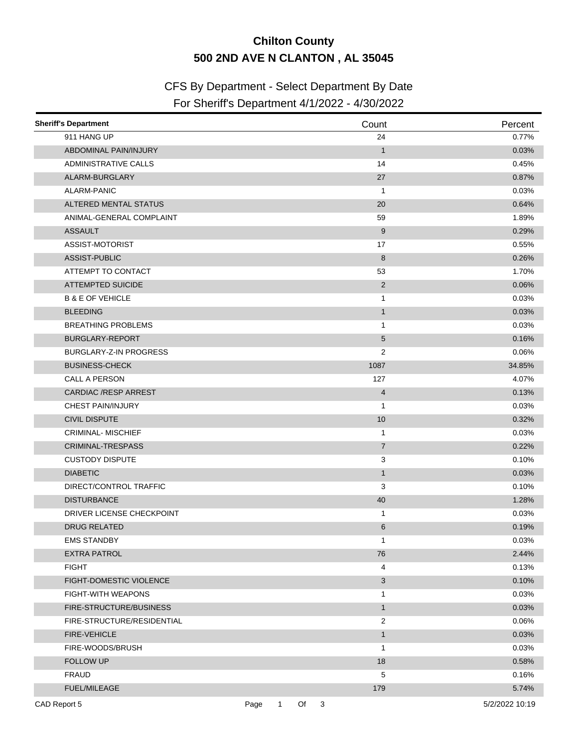# Chilton County

# 500 2ND AVE N CLANTON , AL 35045

## CFS By Department - Select Department By Date

## For Sheriff's Department 4/1/2022 - 4/30/2022

| Sheriff's Department | Count | Percent |
|---|---|---|
| 911 HANG UP | 24 | 0.77% |
| ABDOMINAL PAIN/INJURY | 1 | 0.03% |
| ADMINISTRATIVE CALLS | 14 | 0.45% |
| ALARM-BURGLARY | 27 | 0.87% |
| ALARM-PANIC | 1 | 0.03% |
| ALTERED MENTAL STATUS | 20 | 0.64% |
| ANIMAL-GENERAL COMPLAINT | 59 | 1.89% |
| ASSAULT | 9 | 0.29% |
| ASSIST-MOTORIST | 17 | 0.55% |
| ASSIST-PUBLIC | 8 | 0.26% |
| ATTEMPT TO CONTACT | 53 | 1.70% |
| ATTEMPTED SUICIDE | 2 | 0.06% |
| B & E OF VEHICLE | 1 | 0.03% |
| BLEEDING | 1 | 0.03% |
| BREATHING PROBLEMS | 1 | 0.03% |
| BURGLARY-REPORT | 5 | 0.16% |
| BURGLARY-Z-IN PROGRESS | 2 | 0.06% |
| BUSINESS-CHECK | 1087 | 34.85% |
| CALL A PERSON | 127 | 4.07% |
| CARDIAC /RESP ARREST | 4 | 0.13% |
| CHEST PAIN/INJURY | 1 | 0.03% |
| CIVIL DISPUTE | 10 | 0.32% |
| CRIMINAL- MISCHIEF | 1 | 0.03% |
| CRIMINAL-TRESPASS | 7 | 0.22% |
| CUSTODY DISPUTE | 3 | 0.10% |
| DIABETIC | 1 | 0.03% |
| DIRECT/CONTROL TRAFFIC | 3 | 0.10% |
| DISTURBANCE | 40 | 1.28% |
| DRIVER LICENSE CHECKPOINT | 1 | 0.03% |
| DRUG RELATED | 6 | 0.19% |
| EMS STANDBY | 1 | 0.03% |
| EXTRA PATROL | 76 | 2.44% |
| FIGHT | 4 | 0.13% |
| FIGHT-DOMESTIC VIOLENCE | 3 | 0.10% |
| FIGHT-WITH WEAPONS | 1 | 0.03% |
| FIRE-STRUCTURE/BUSINESS | 1 | 0.03% |
| FIRE-STRUCTURE/RESIDENTIAL | 2 | 0.06% |
| FIRE-VEHICLE | 1 | 0.03% |
| FIRE-WOODS/BRUSH | 1 | 0.03% |
| FOLLOW UP | 18 | 0.58% |
| FRAUD | 5 | 0.16% |
| FUEL/MILEAGE | 179 | 5.74% |

CAD Report 5

5/2/2022 10:19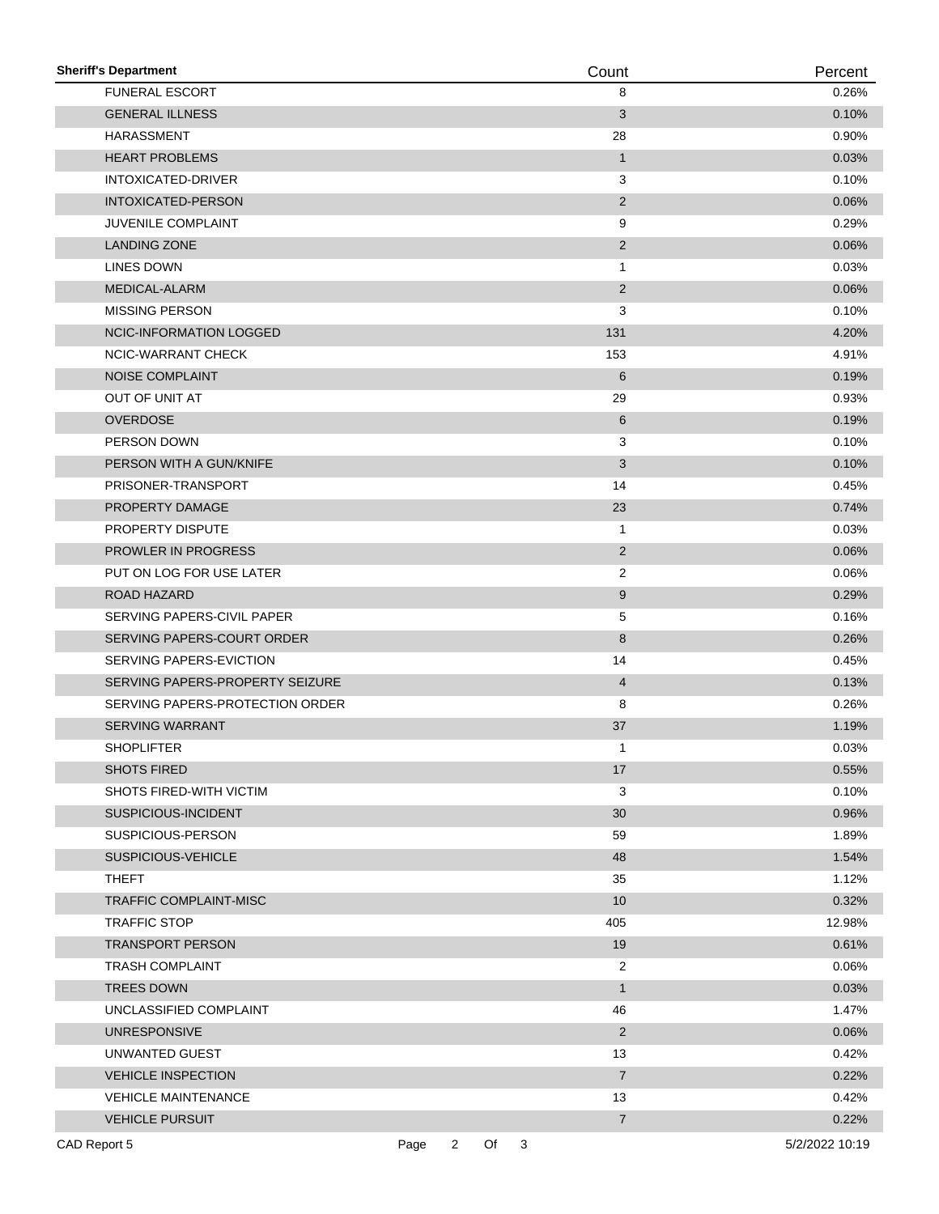| Sheriff's Department | Count | Percent |
|---|---|---|
| FUNERAL ESCORT | 8 | 0.26% |
| GENERAL ILLNESS | 3 | 0.10% |
| HARASSMENT | 28 | 0.90% |
| HEART PROBLEMS | 1 | 0.03% |
| INTOXICATED-DRIVER | 3 | 0.10% |
| INTOXICATED-PERSON | 2 | 0.06% |
| JUVENILE COMPLAINT | 9 | 0.29% |
| LANDING ZONE | 2 | 0.06% |
| LINES DOWN | 1 | 0.03% |
| MEDICAL-ALARM | 2 | 0.06% |
| MISSING PERSON | 3 | 0.10% |
| NCIC-INFORMATION LOGGED | 131 | 4.20% |
| NCIC-WARRANT CHECK | 153 | 4.91% |
| NOISE COMPLAINT | 6 | 0.19% |
| OUT OF UNIT AT | 29 | 0.93% |
| OVERDOSE | 6 | 0.19% |
| PERSON DOWN | 3 | 0.10% |
| PERSON WITH A GUN/KNIFE | 3 | 0.10% |
| PRISONER-TRANSPORT | 14 | 0.45% |
| PROPERTY DAMAGE | 23 | 0.74% |
| PROPERTY DISPUTE | 1 | 0.03% |
| PROWLER IN PROGRESS | 2 | 0.06% |
| PUT ON LOG FOR USE LATER | 2 | 0.06% |
| ROAD HAZARD | 9 | 0.29% |
| SERVING PAPERS-CIVIL PAPER | 5 | 0.16% |
| SERVING PAPERS-COURT ORDER | 8 | 0.26% |
| SERVING PAPERS-EVICTION | 14 | 0.45% |
| SERVING PAPERS-PROPERTY SEIZURE | 4 | 0.13% |
| SERVING PAPERS-PROTECTION ORDER | 8 | 0.26% |
| SERVING WARRANT | 37 | 1.19% |
| SHOPLIFTER | 1 | 0.03% |
| SHOTS FIRED | 17 | 0.55% |
| SHOTS FIRED-WITH VICTIM | 3 | 0.10% |
| SUSPICIOUS-INCIDENT | 30 | 0.96% |
| SUSPICIOUS-PERSON | 59 | 1.89% |
| SUSPICIOUS-VEHICLE | 48 | 1.54% |
| THEFT | 35 | 1.12% |
| TRAFFIC COMPLAINT-MISC | 10 | 0.32% |
| TRAFFIC STOP | 405 | 12.98% |
| TRANSPORT PERSON | 19 | 0.61% |
| TRASH COMPLAINT | 2 | 0.06% |
| TREES DOWN | 1 | 0.03% |
| UNCLASSIFIED COMPLAINT | 46 | 1.47% |
| UNRESPONSIVE | 2 | 0.06% |
| UNWANTED GUEST | 13 | 0.42% |
| VEHICLE INSPECTION | 7 | 0.22% |
| VEHICLE MAINTENANCE | 13 | 0.42% |
| VEHICLE PURSUIT | 7 | 0.22% |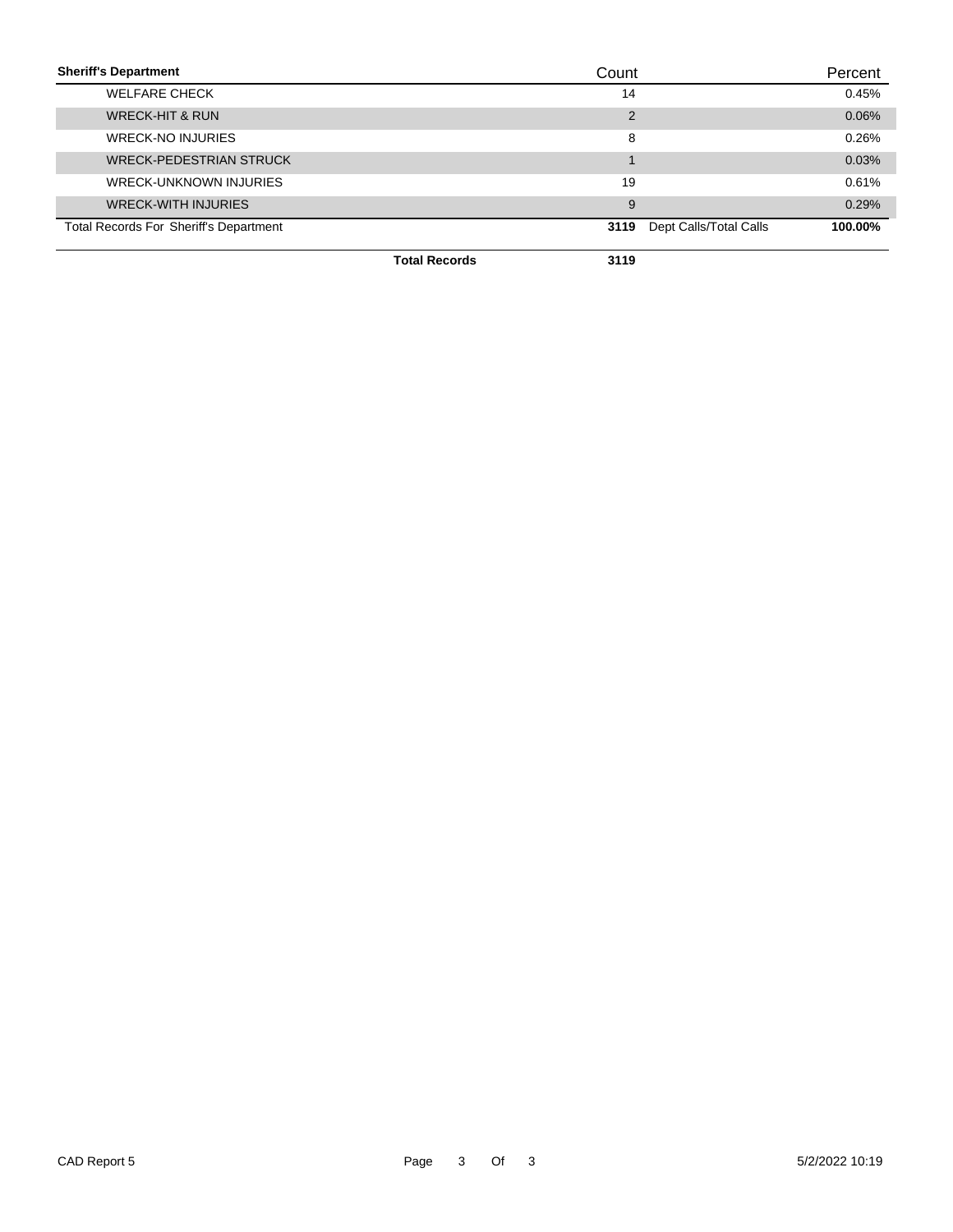| Sheriff's Department | Count | | Percent |
|---|---|---|---|
| WELFARE CHECK | 14 | | 0.45% |
| WRECK-HIT & RUN | 2 | | 0.06% |
| WRECK-NO INJURIES | 8 | | 0.26% |
| WRECK-PEDESTRIAN STRUCK | 1 | | 0.03% |
| WRECK-UNKNOWN INJURIES | 19 | | 0.61% |
| WRECK-WITH INJURIES | 9 | | 0.29% |
| Total Records For Sheriff's Department | **3119** | Dept Calls/Total Calls | **100.00%** |

**Total Records** **3119**